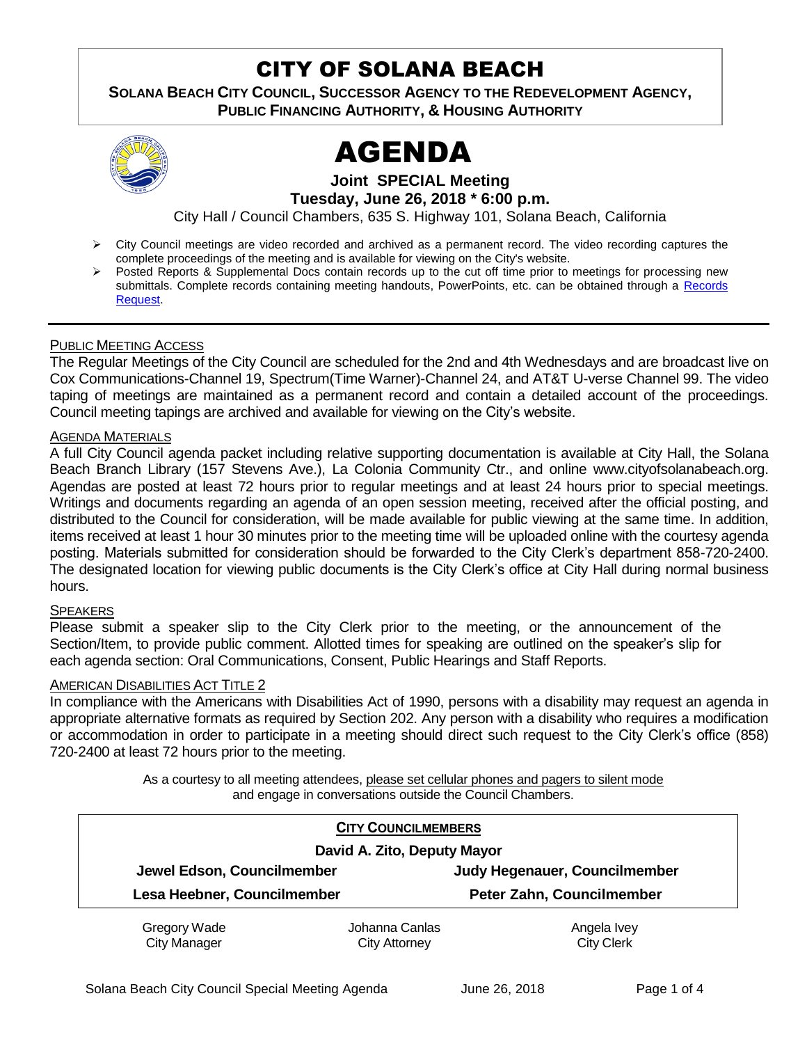# CITY OF SOLANA BEACH

**SOLANA BEACH CITY COUNCIL, SUCCESSOR AGENCY TO THE REDEVELOPMENT AGENCY, PUBLIC FINANCING AUTHORITY, & HOUSING AUTHORITY**

# AGENDA

**Joint SPECIAL Meeting**
**Tuesday, June 26, 2018 * 6:00 p.m.**

City Hall / Council Chambers, 635 S. Highway 101, Solana Beach, California

- City Council meetings are video recorded and archived as a permanent record. The video recording captures the complete proceedings of the meeting and is available for viewing on the City's website.
- Posted Reports & Supplemental Docs contain records up to the cut off time prior to meetings for processing new submittals. Complete records containing meeting handouts, PowerPoints, etc. can be obtained through a Records Request.

---

PUBLIC MEETING ACCESS

The Regular Meetings of the City Council are scheduled for the 2nd and 4th Wednesdays and are broadcast live on Cox Communications-Channel 19, Spectrum(Time Warner)-Channel 24, and AT&T U-verse Channel 99. The video taping of meetings are maintained as a permanent record and contain a detailed account of the proceedings. Council meeting tapings are archived and available for viewing on the City's website.

AGENDA MATERIALS

A full City Council agenda packet including relative supporting documentation is available at City Hall, the Solana Beach Branch Library (157 Stevens Ave.), La Colonia Community Ctr., and online www.cityofsolanabeach.org. Agendas are posted at least 72 hours prior to regular meetings and at least 24 hours prior to special meetings. Writings and documents regarding an agenda of an open session meeting, received after the official posting, and distributed to the Council for consideration, will be made available for public viewing at the same time. In addition, items received at least 1 hour 30 minutes prior to the meeting time will be uploaded online with the courtesy agenda posting. Materials submitted for consideration should be forwarded to the City Clerk's department 858-720-2400. The designated location for viewing public documents is the City Clerk's office at City Hall during normal business hours.

SPEAKERS

Please submit a speaker slip to the City Clerk prior to the meeting, or the announcement of the Section/Item, to provide public comment. Allotted times for speaking are outlined on the speaker's slip for each agenda section: Oral Communications, Consent, Public Hearings and Staff Reports.

AMERICAN DISABILITIES ACT TITLE 2

In compliance with the Americans with Disabilities Act of 1990, persons with a disability may request an agenda in appropriate alternative formats as required by Section 202. Any person with a disability who requires a modification or accommodation in order to participate in a meeting should direct such request to the City Clerk's office (858) 720-2400 at least 72 hours prior to the meeting.

As a courtesy to all meeting attendees, please set cellular phones and pagers to silent mode and engage in conversations outside the Council Chambers.

**CITY COUNCILMEMBERS**

**David A. Zito, Deputy Mayor**

| **Jewel Edson, Councilmember** | **Judy Hegenauer, Councilmember** |
|---|---|
| **Lesa Heebner, Councilmember** | **Peter Zahn, Councilmember** |

| Gregory Wade | Johanna Canlas | Angela Ivey |
|---|---|---|
| City Manager | City Attorney | City Clerk |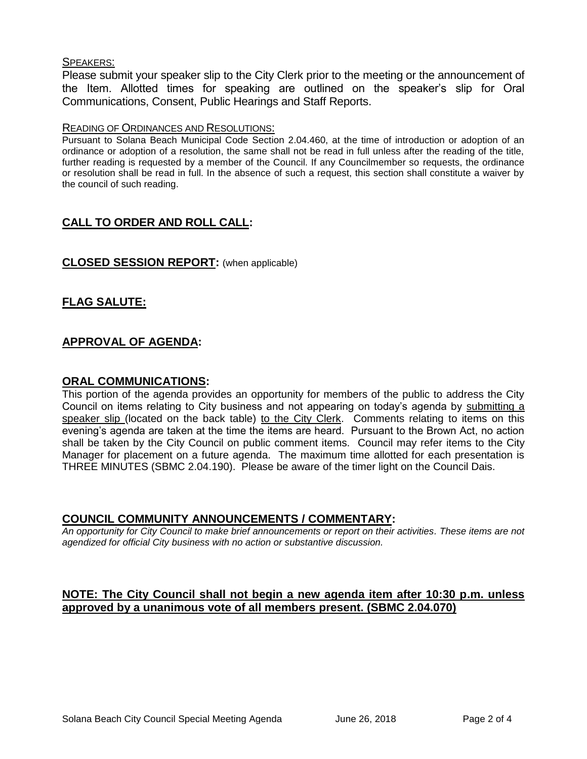SPEAKERS:

Please submit your speaker slip to the City Clerk prior to the meeting or the announcement of the Item. Allotted times for speaking are outlined on the speaker's slip for Oral Communications, Consent, Public Hearings and Staff Reports.

READING OF ORDINANCES AND RESOLUTIONS:

Pursuant to Solana Beach Municipal Code Section 2.04.460, at the time of introduction or adoption of an ordinance or adoption of a resolution, the same shall not be read in full unless after the reading of the title, further reading is requested by a member of the Council. If any Councilmember so requests, the ordinance or resolution shall be read in full. In the absence of such a request, this section shall constitute a waiver by the council of such reading.

## CALL TO ORDER AND ROLL CALL:

## CLOSED SESSION REPORT: (when applicable)

## FLAG SALUTE:

## APPROVAL OF AGENDA:

## ORAL COMMUNICATIONS:

This portion of the agenda provides an opportunity for members of the public to address the City Council on items relating to City business and not appearing on today's agenda by submitting a speaker slip (located on the back table) to the City Clerk. Comments relating to items on this evening's agenda are taken at the time the items are heard. Pursuant to the Brown Act, no action shall be taken by the City Council on public comment items. Council may refer items to the City Manager for placement on a future agenda. The maximum time allotted for each presentation is THREE MINUTES (SBMC 2.04.190). Please be aware of the timer light on the Council Dais.

## COUNCIL COMMUNITY ANNOUNCEMENTS / COMMENTARY:

*An opportunity for City Council to make brief announcements or report on their activities. These items are not agendized for official City business with no action or substantive discussion.*

**NOTE: The City Council shall not begin a new agenda item after 10:30 p.m. unless approved by a unanimous vote of all members present. (SBMC 2.04.070)**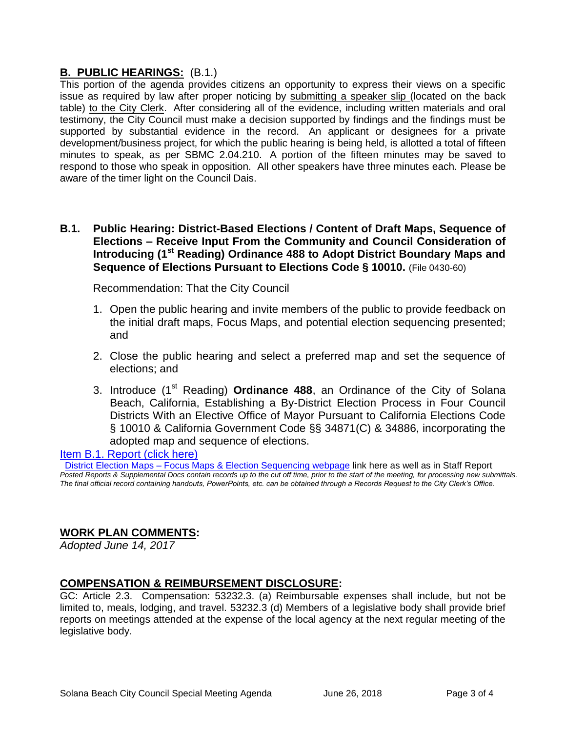## B. PUBLIC HEARINGS: (B.1.)

This portion of the agenda provides citizens an opportunity to express their views on a specific issue as required by law after proper noticing by submitting a speaker slip (located on the back table) to the City Clerk. After considering all of the evidence, including written materials and oral testimony, the City Council must make a decision supported by findings and the findings must be supported by substantial evidence in the record. An applicant or designees for a private development/business project, for which the public hearing is being held, is allotted a total of fifteen minutes to speak, as per SBMC 2.04.210. A portion of the fifteen minutes may be saved to respond to those who speak in opposition. All other speakers have three minutes each. Please be aware of the timer light on the Council Dais.

### B.1. Public Hearing: District-Based Elections / Content of Draft Maps, Sequence of Elections – Receive Input From the Community and Council Consideration of Introducing (1st Reading) Ordinance 488 to Adopt District Boundary Maps and Sequence of Elections Pursuant to Elections Code § 10010. (File 0430-60)

Recommendation: That the City Council

1. Open the public hearing and invite members of the public to provide feedback on the initial draft maps, Focus Maps, and potential election sequencing presented; and
2. Close the public hearing and select a preferred map and set the sequence of elections; and
3. Introduce (1st Reading) **Ordinance 488**, an Ordinance of the City of Solana Beach, California, Establishing a By-District Election Process in Four Council Districts With an Elective Office of Mayor Pursuant to California Elections Code § 10010 & California Government Code §§ 34871(C) & 34886, incorporating the adopted map and sequence of elections.

Item B.1. Report (click here)

District Election Maps – Focus Maps & Election Sequencing webpage link here as well as in Staff Report

*Posted Reports & Supplemental Docs contain records up to the cut off time, prior to the start of the meeting, for processing new submittals. The final official record containing handouts, PowerPoints, etc. can be obtained through a Records Request to the City Clerk's Office.*

## WORK PLAN COMMENTS:

*Adopted June 14, 2017*

## COMPENSATION & REIMBURSEMENT DISCLOSURE:

GC: Article 2.3. Compensation: 53232.3. (a) Reimbursable expenses shall include, but not be limited to, meals, lodging, and travel. 53232.3 (d) Members of a legislative body shall provide brief reports on meetings attended at the expense of the local agency at the next regular meeting of the legislative body.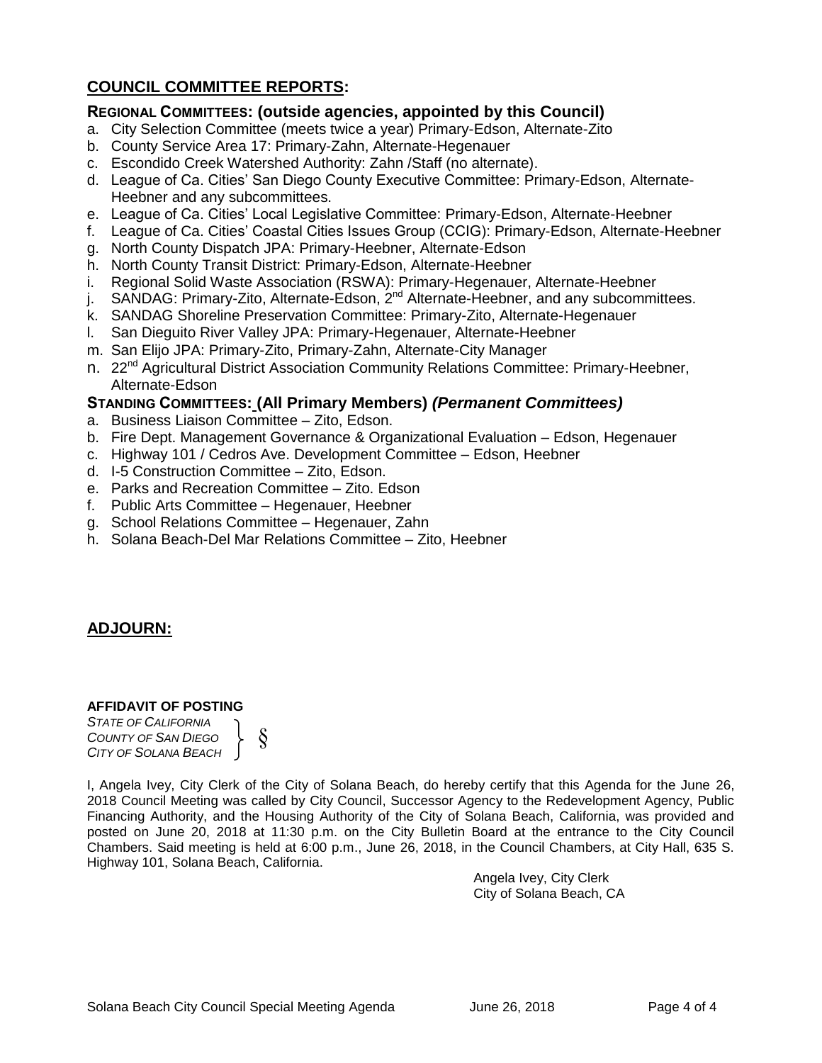## COUNCIL COMMITTEE REPORTS:

### REGIONAL COMMITTEES: (outside agencies, appointed by this Council)

a. City Selection Committee (meets twice a year) Primary-Edson, Alternate-Zito
b. County Service Area 17: Primary-Zahn, Alternate-Hegenauer
c. Escondido Creek Watershed Authority: Zahn /Staff (no alternate).
d. League of Ca. Cities' San Diego County Executive Committee: Primary-Edson, Alternate-Heebner and any subcommittees.
e. League of Ca. Cities' Local Legislative Committee: Primary-Edson, Alternate-Heebner
f. League of Ca. Cities' Coastal Cities Issues Group (CCIG): Primary-Edson, Alternate-Heebner
g. North County Dispatch JPA: Primary-Heebner, Alternate-Edson
h. North County Transit District: Primary-Edson, Alternate-Heebner
i. Regional Solid Waste Association (RSWA): Primary-Hegenauer, Alternate-Heebner
j. SANDAG: Primary-Zito, Alternate-Edson, 2nd Alternate-Heebner, and any subcommittees.
k. SANDAG Shoreline Preservation Committee: Primary-Zito, Alternate-Hegenauer
l. San Dieguito River Valley JPA: Primary-Hegenauer, Alternate-Heebner
m. San Elijo JPA: Primary-Zito, Primary-Zahn, Alternate-City Manager
n. 22nd Agricultural District Association Community Relations Committee: Primary-Heebner, Alternate-Edson

### STANDING COMMITTEES: (All Primary Members) *(Permanent Committees)*

a. Business Liaison Committee – Zito, Edson.
b. Fire Dept. Management Governance & Organizational Evaluation – Edson, Hegenauer
c. Highway 101 / Cedros Ave. Development Committee – Edson, Heebner
d. I-5 Construction Committee – Zito, Edson.
e. Parks and Recreation Committee – Zito. Edson
f. Public Arts Committee – Hegenauer, Heebner
g. School Relations Committee – Hegenauer, Zahn
h. Solana Beach-Del Mar Relations Committee – Zito, Heebner

## ADJOURN:

**AFFIDAVIT OF POSTING**

*STATE OF CALIFORNIA*
*COUNTY OF SAN DIEGO* } §
*CITY OF SOLANA BEACH*

I, Angela Ivey, City Clerk of the City of Solana Beach, do hereby certify that this Agenda for the June 26, 2018 Council Meeting was called by City Council, Successor Agency to the Redevelopment Agency, Public Financing Authority, and the Housing Authority of the City of Solana Beach, California, was provided and posted on June 20, 2018 at 11:30 p.m. on the City Bulletin Board at the entrance to the City Council Chambers. Said meeting is held at 6:00 p.m., June 26, 2018, in the Council Chambers, at City Hall, 635 S. Highway 101, Solana Beach, California.

Angela Ivey, City Clerk
City of Solana Beach, CA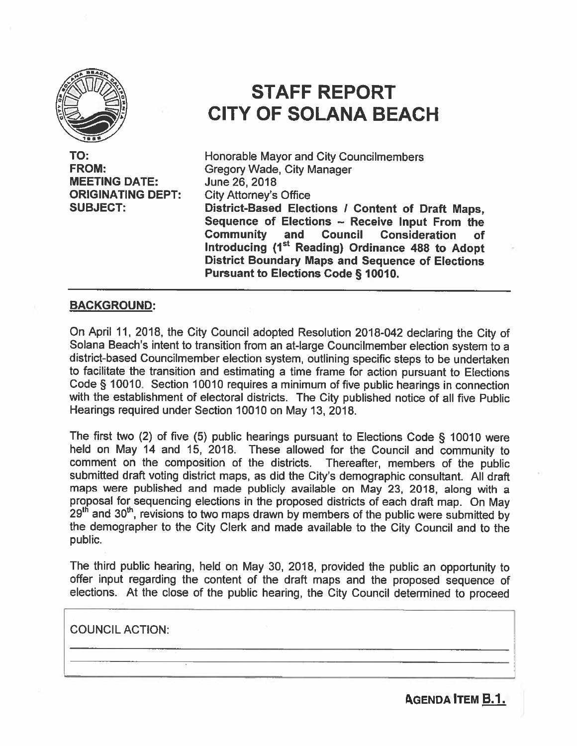# STAFF REPORT
# CITY OF SOLANA BEACH

**TO:** Honorable Mayor and City Councilmembers
**FROM:** Gregory Wade, City Manager
**MEETING DATE:** June 26, 2018
**ORIGINATING DEPT:** City Attorney's Office
**SUBJECT:** **District-Based Elections / Content of Draft Maps, Sequence of Elections – Receive Input From the Community and Council Consideration of Introducing (1st Reading) Ordinance 488 to Adopt District Boundary Maps and Sequence of Elections Pursuant to Elections Code § 10010.**

## BACKGROUND:

On April 11, 2018, the City Council adopted Resolution 2018-042 declaring the City of Solana Beach's intent to transition from an at-large Councilmember election system to a district-based Councilmember election system, outlining specific steps to be undertaken to facilitate the transition and estimating a time frame for action pursuant to Elections Code § 10010. Section 10010 requires a minimum of five public hearings in connection with the establishment of electoral districts. The City published notice of all five Public Hearings required under Section 10010 on May 13, 2018.

The first two (2) of five (5) public hearings pursuant to Elections Code § 10010 were held on May 14 and 15, 2018. These allowed for the Council and community to comment on the composition of the districts. Thereafter, members of the public submitted draft voting district maps, as did the City's demographic consultant. All draft maps were published and made publicly available on May 23, 2018, along with a proposal for sequencing elections in the proposed districts of each draft map. On May 29th and 30th, revisions to two maps drawn by members of the public were submitted by the demographer to the City Clerk and made available to the City Council and to the public.

The third public hearing, held on May 30, 2018, provided the public an opportunity to offer input regarding the content of the draft maps and the proposed sequence of elections. At the close of the public hearing, the City Council determined to proceed

COUNCIL ACTION:

**AGENDA ITEM B.1.**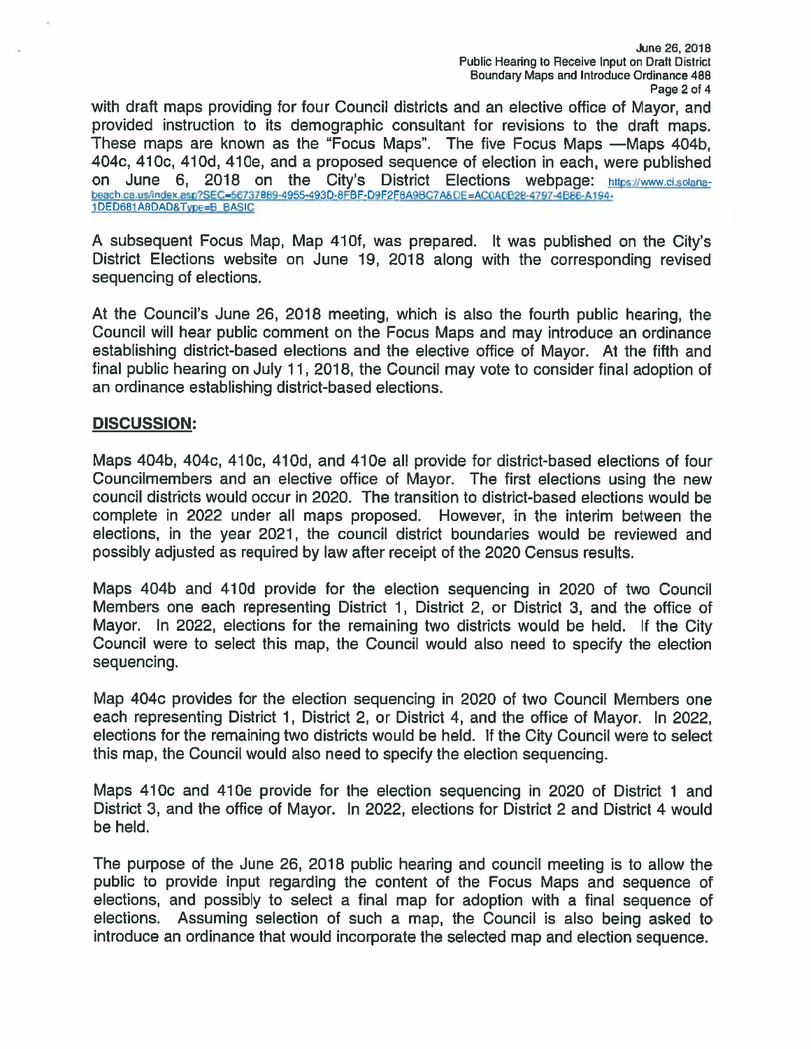with draft maps providing for four Council districts and an elective office of Mayor, and provided instruction to its demographic consultant for revisions to the draft maps. These maps are known as the "Focus Maps". The five Focus Maps —Maps 404b, 404c, 410c, 410d, 410e, and a proposed sequence of election in each, were published on June 6, 2018 on the City's District Elections webpage: https://www.ci.solana-beach.ca.us/index.asp?SEC=56737889-4955-493D-8FBF-D9F2F8A9BC7A&DE=AC0A0B28-4797-4B86-A194-1DED681A8DAD&Type=B_BASIC

A subsequent Focus Map, Map 410f, was prepared. It was published on the City's District Elections website on June 19, 2018 along with the corresponding revised sequencing of elections.

At the Council's June 26, 2018 meeting, which is also the fourth public hearing, the Council will hear public comment on the Focus Maps and may introduce an ordinance establishing district-based elections and the elective office of Mayor. At the fifth and final public hearing on July 11, 2018, the Council may vote to consider final adoption of an ordinance establishing district-based elections.

## DISCUSSION:

Maps 404b, 404c, 410c, 410d, and 410e all provide for district-based elections of four Councilmembers and an elective office of Mayor. The first elections using the new council districts would occur in 2020. The transition to district-based elections would be complete in 2022 under all maps proposed. However, in the interim between the elections, in the year 2021, the council district boundaries would be reviewed and possibly adjusted as required by law after receipt of the 2020 Census results.

Maps 404b and 410d provide for the election sequencing in 2020 of two Council Members one each representing District 1, District 2, or District 3, and the office of Mayor. In 2022, elections for the remaining two districts would be held. If the City Council were to select this map, the Council would also need to specify the election sequencing.

Map 404c provides for the election sequencing in 2020 of two Council Members one each representing District 1, District 2, or District 4, and the office of Mayor. In 2022, elections for the remaining two districts would be held. If the City Council were to select this map, the Council would also need to specify the election sequencing.

Maps 410c and 410e provide for the election sequencing in 2020 of District 1 and District 3, and the office of Mayor. In 2022, elections for District 2 and District 4 would be held.

The purpose of the June 26, 2018 public hearing and council meeting is to allow the public to provide input regarding the content of the Focus Maps and sequence of elections, and possibly to select a final map for adoption with a final sequence of elections. Assuming selection of such a map, the Council is also being asked to introduce an ordinance that would incorporate the selected map and election sequence.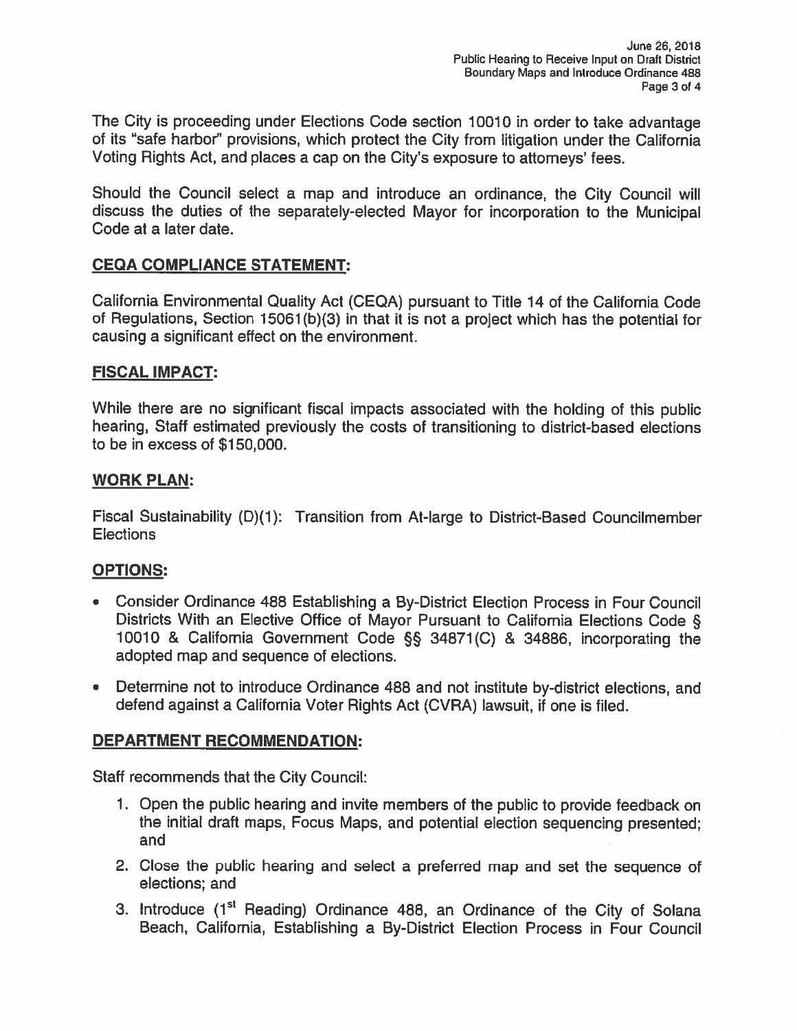The City is proceeding under Elections Code section 10010 in order to take advantage of its "safe harbor" provisions, which protect the City from litigation under the California Voting Rights Act, and places a cap on the City's exposure to attorneys' fees.

Should the Council select a map and introduce an ordinance, the City Council will discuss the duties of the separately-elected Mayor for incorporation to the Municipal Code at a later date.

## CEQA COMPLIANCE STATEMENT:

California Environmental Quality Act (CEQA) pursuant to Title 14 of the California Code of Regulations, Section 15061(b)(3) in that it is not a project which has the potential for causing a significant effect on the environment.

## FISCAL IMPACT:

While there are no significant fiscal impacts associated with the holding of this public hearing, Staff estimated previously the costs of transitioning to district-based elections to be in excess of $150,000.

## WORK PLAN:

Fiscal Sustainability (D)(1): Transition from At-large to District-Based Councilmember Elections

## OPTIONS:

- Consider Ordinance 488 Establishing a By-District Election Process in Four Council Districts With an Elective Office of Mayor Pursuant to California Elections Code § 10010 & California Government Code §§ 34871(C) & 34886, incorporating the adopted map and sequence of elections.
- Determine not to introduce Ordinance 488 and not institute by-district elections, and defend against a California Voter Rights Act (CVRA) lawsuit, if one is filed.

## DEPARTMENT RECOMMENDATION:

Staff recommends that the City Council:

1. Open the public hearing and invite members of the public to provide feedback on the initial draft maps, Focus Maps, and potential election sequencing presented; and
2. Close the public hearing and select a preferred map and set the sequence of elections; and
3. Introduce (1st Reading) Ordinance 488, an Ordinance of the City of Solana Beach, California, Establishing a By-District Election Process in Four Council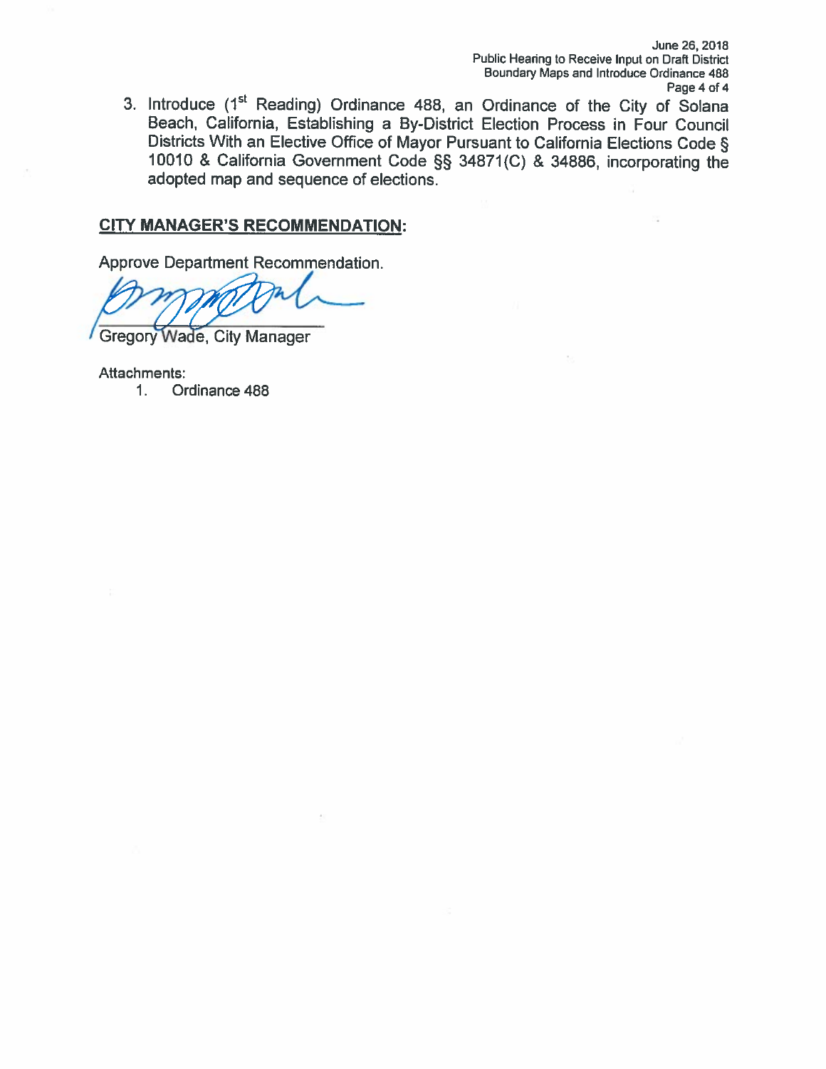3. Introduce (1st Reading) Ordinance 488, an Ordinance of the City of Solana Beach, California, Establishing a By-District Election Process in Four Council Districts With an Elective Office of Mayor Pursuant to California Elections Code § 10010 & California Government Code §§ 34871(C) & 34886, incorporating the adopted map and sequence of elections.

**CITY MANAGER'S RECOMMENDATION:**

Approve Department Recommendation.

Gregory Wade, City Manager

Attachments:

1. Ordinance 488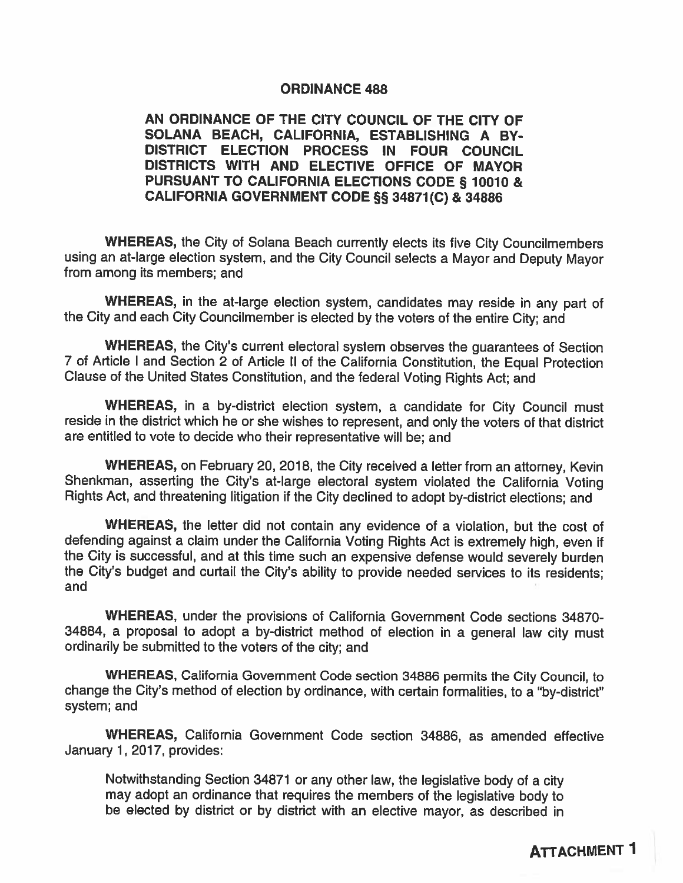# ORDINANCE 488

## AN ORDINANCE OF THE CITY COUNCIL OF THE CITY OF SOLANA BEACH, CALIFORNIA, ESTABLISHING A BY-DISTRICT ELECTION PROCESS IN FOUR COUNCIL DISTRICTS WITH AND ELECTIVE OFFICE OF MAYOR PURSUANT TO CALIFORNIA ELECTIONS CODE § 10010 & CALIFORNIA GOVERNMENT CODE §§ 34871(C) & 34886

**WHEREAS,** the City of Solana Beach currently elects its five City Councilmembers using an at-large election system, and the City Council selects a Mayor and Deputy Mayor from among its members; and

**WHEREAS,** in the at-large election system, candidates may reside in any part of the City and each City Councilmember is elected by the voters of the entire City; and

**WHEREAS,** the City's current electoral system observes the guarantees of Section 7 of Article I and Section 2 of Article II of the California Constitution, the Equal Protection Clause of the United States Constitution, and the federal Voting Rights Act; and

**WHEREAS,** in a by-district election system, a candidate for City Council must reside in the district which he or she wishes to represent, and only the voters of that district are entitled to vote to decide who their representative will be; and

**WHEREAS,** on February 20, 2018, the City received a letter from an attorney, Kevin Shenkman, asserting the City's at-large electoral system violated the California Voting Rights Act, and threatening litigation if the City declined to adopt by-district elections; and

**WHEREAS,** the letter did not contain any evidence of a violation, but the cost of defending against a claim under the California Voting Rights Act is extremely high, even if the City is successful, and at this time such an expensive defense would severely burden the City's budget and curtail the City's ability to provide needed services to its residents; and

**WHEREAS**, under the provisions of California Government Code sections 34870-34884, a proposal to adopt a by-district method of election in a general law city must ordinarily be submitted to the voters of the city; and

**WHEREAS,** California Government Code section 34886 permits the City Council, to change the City's method of election by ordinance, with certain formalities, to a "by-district" system; and

**WHEREAS,** California Government Code section 34886, as amended effective January 1, 2017, provides:

> Notwithstanding Section 34871 or any other law, the legislative body of a city may adopt an ordinance that requires the members of the legislative body to be elected by district or by district with an elective mayor, as described in

**ATTACHMENT 1**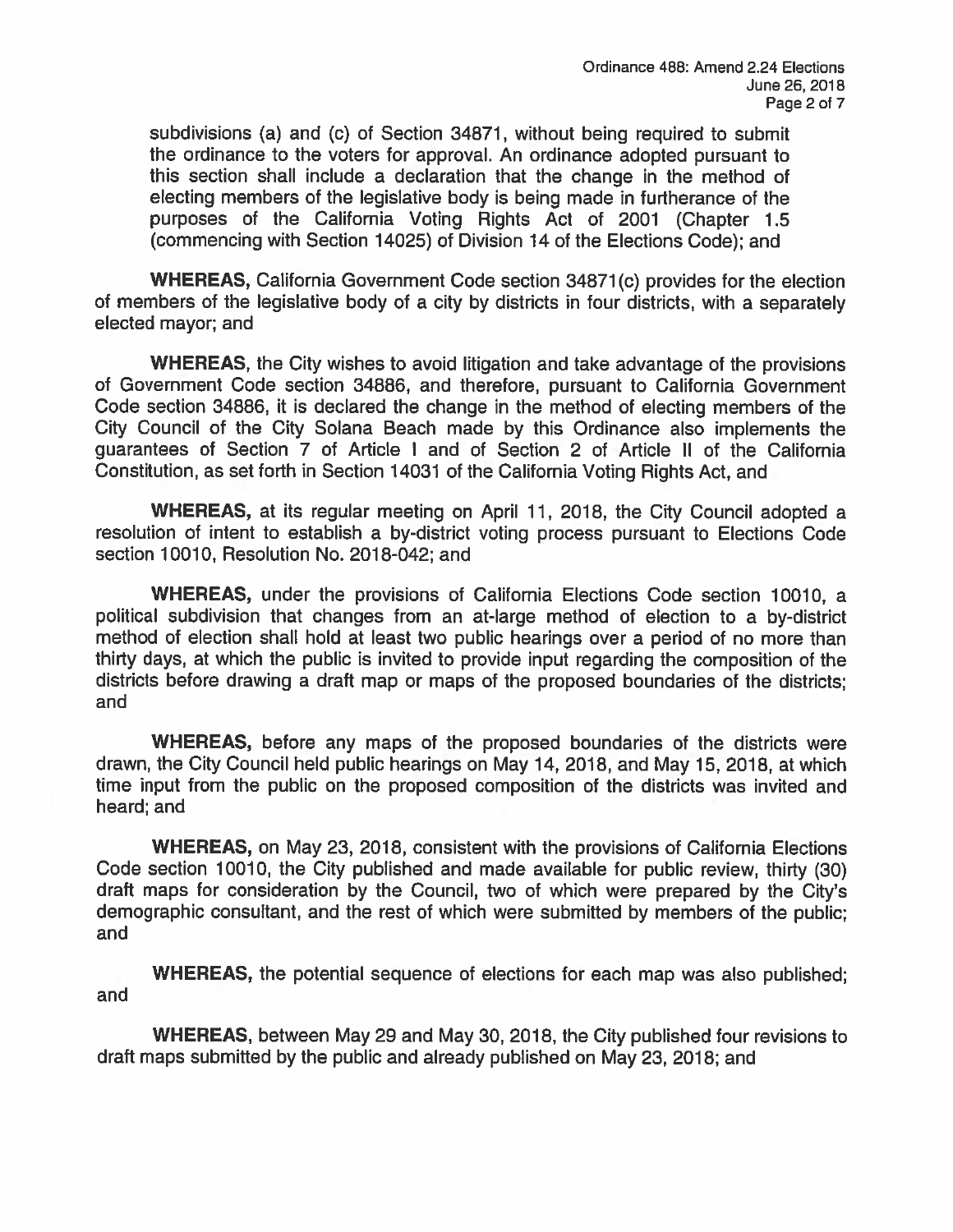subdivisions (a) and (c) of Section 34871, without being required to submit the ordinance to the voters for approval. An ordinance adopted pursuant to this section shall include a declaration that the change in the method of electing members of the legislative body is being made in furtherance of the purposes of the California Voting Rights Act of 2001 (Chapter 1.5 (commencing with Section 14025) of Division 14 of the Elections Code); and

**WHEREAS,** California Government Code section 34871(c) provides for the election of members of the legislative body of a city by districts in four districts, with a separately elected mayor; and

**WHEREAS,** the City wishes to avoid litigation and take advantage of the provisions of Government Code section 34886, and therefore, pursuant to California Government Code section 34886, it is declared the change in the method of electing members of the City Council of the City Solana Beach made by this Ordinance also implements the guarantees of Section 7 of Article I and of Section 2 of Article II of the California Constitution, as set forth in Section 14031 of the California Voting Rights Act, and

**WHEREAS,** at its regular meeting on April 11, 2018, the City Council adopted a resolution of intent to establish a by-district voting process pursuant to Elections Code section 10010, Resolution No. 2018-042; and

**WHEREAS,** under the provisions of California Elections Code section 10010, a political subdivision that changes from an at-large method of election to a by-district method of election shall hold at least two public hearings over a period of no more than thirty days, at which the public is invited to provide input regarding the composition of the districts before drawing a draft map or maps of the proposed boundaries of the districts; and

**WHEREAS,** before any maps of the proposed boundaries of the districts were drawn, the City Council held public hearings on May 14, 2018, and May 15, 2018, at which time input from the public on the proposed composition of the districts was invited and heard; and

**WHEREAS,** on May 23, 2018, consistent with the provisions of California Elections Code section 10010, the City published and made available for public review, thirty (30) draft maps for consideration by the Council, two of which were prepared by the City's demographic consultant, and the rest of which were submitted by members of the public; and

**WHEREAS,** the potential sequence of elections for each map was also published; and

**WHEREAS,** between May 29 and May 30, 2018, the City published four revisions to draft maps submitted by the public and already published on May 23, 2018; and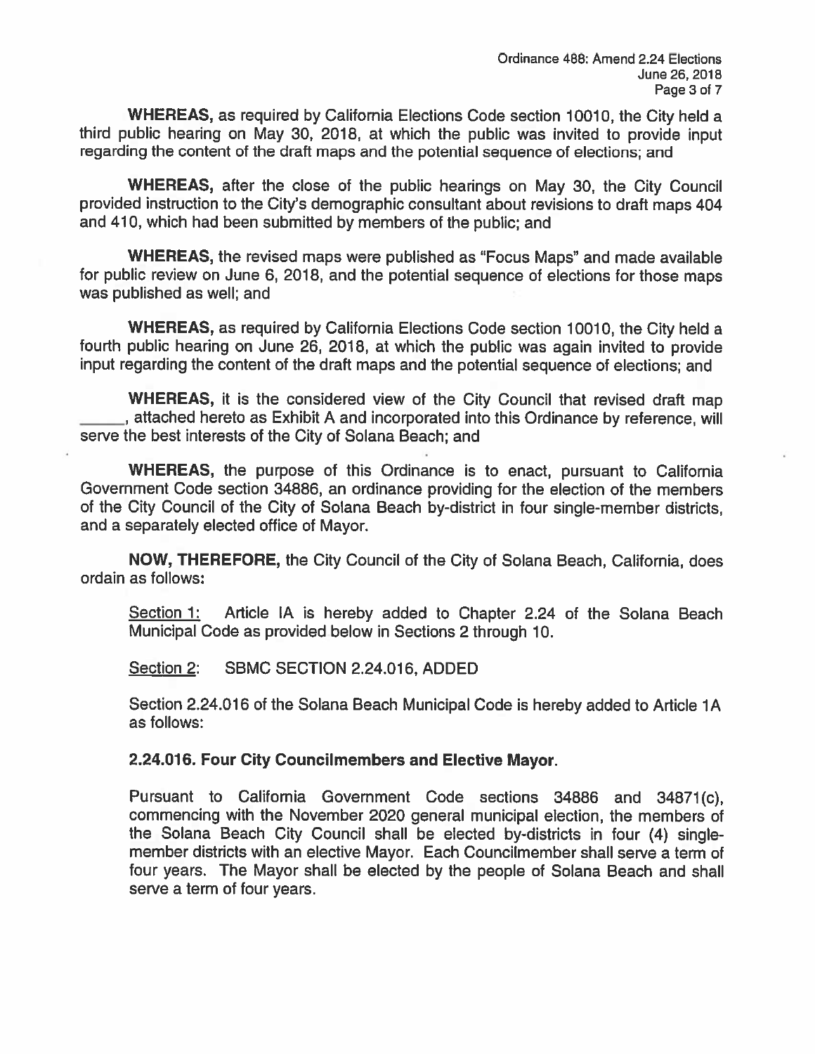**WHEREAS,** as required by California Elections Code section 10010, the City held a third public hearing on May 30, 2018, at which the public was invited to provide input regarding the content of the draft maps and the potential sequence of elections; and

**WHEREAS,** after the close of the public hearings on May 30, the City Council provided instruction to the City's demographic consultant about revisions to draft maps 404 and 410, which had been submitted by members of the public; and

**WHEREAS,** the revised maps were published as "Focus Maps" and made available for public review on June 6, 2018, and the potential sequence of elections for those maps was published as well; and

**WHEREAS,** as required by California Elections Code section 10010, the City held a fourth public hearing on June 26, 2018, at which the public was again invited to provide input regarding the content of the draft maps and the potential sequence of elections; and

**WHEREAS,** it is the considered view of the City Council that revised draft map _____, attached hereto as Exhibit A and incorporated into this Ordinance by reference, will serve the best interests of the City of Solana Beach; and

**WHEREAS,** the purpose of this Ordinance is to enact, pursuant to California Government Code section 34886, an ordinance providing for the election of the members of the City Council of the City of Solana Beach by-district in four single-member districts, and a separately elected office of Mayor.

**NOW, THEREFORE,** the City Council of the City of Solana Beach, California, does ordain as follows:

Section 1: Article IA is hereby added to Chapter 2.24 of the Solana Beach Municipal Code as provided below in Sections 2 through 10.

Section 2: SBMC SECTION 2.24.016, ADDED

Section 2.24.016 of the Solana Beach Municipal Code is hereby added to Article 1A as follows:

**2.24.016. Four City Councilmembers and Elective Mayor.**

Pursuant to California Government Code sections 34886 and 34871(c), commencing with the November 2020 general municipal election, the members of the Solana Beach City Council shall be elected by-districts in four (4) single-member districts with an elective Mayor. Each Councilmember shall serve a term of four years. The Mayor shall be elected by the people of Solana Beach and shall serve a term of four years.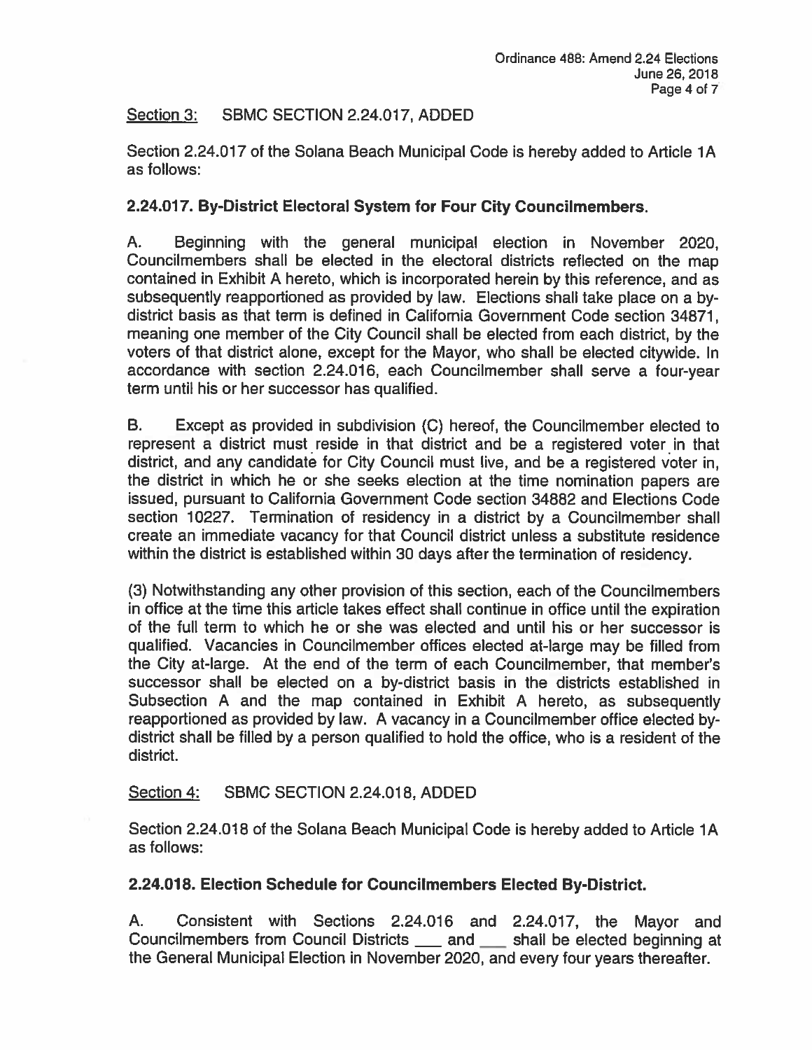Section 3: SBMC SECTION 2.24.017, ADDED

Section 2.24.017 of the Solana Beach Municipal Code is hereby added to Article 1A as follows:

**2.24.017. By-District Electoral System for Four City Councilmembers.**

A. Beginning with the general municipal election in November 2020, Councilmembers shall be elected in the electoral districts reflected on the map contained in Exhibit A hereto, which is incorporated herein by this reference, and as subsequently reapportioned as provided by law. Elections shall take place on a by-district basis as that term is defined in California Government Code section 34871, meaning one member of the City Council shall be elected from each district, by the voters of that district alone, except for the Mayor, who shall be elected citywide. In accordance with section 2.24.016, each Councilmember shall serve a four-year term until his or her successor has qualified.

B. Except as provided in subdivision (C) hereof, the Councilmember elected to represent a district must reside in that district and be a registered voter in that district, and any candidate for City Council must live, and be a registered voter in, the district in which he or she seeks election at the time nomination papers are issued, pursuant to California Government Code section 34882 and Elections Code section 10227. Termination of residency in a district by a Councilmember shall create an immediate vacancy for that Council district unless a substitute residence within the district is established within 30 days after the termination of residency.

(3) Notwithstanding any other provision of this section, each of the Councilmembers in office at the time this article takes effect shall continue in office until the expiration of the full term to which he or she was elected and until his or her successor is qualified. Vacancies in Councilmember offices elected at-large may be filled from the City at-large. At the end of the term of each Councilmember, that member's successor shall be elected on a by-district basis in the districts established in Subsection A and the map contained in Exhibit A hereto, as subsequently reapportioned as provided by law. A vacancy in a Councilmember office elected by-district shall be filled by a person qualified to hold the office, who is a resident of the district.

Section 4: SBMC SECTION 2.24.018, ADDED

Section 2.24.018 of the Solana Beach Municipal Code is hereby added to Article 1A as follows:

**2.24.018. Election Schedule for Councilmembers Elected By-District.**

A. Consistent with Sections 2.24.016 and 2.24.017, the Mayor and Councilmembers from Council Districts ___ and ___ shall be elected beginning at the General Municipal Election in November 2020, and every four years thereafter.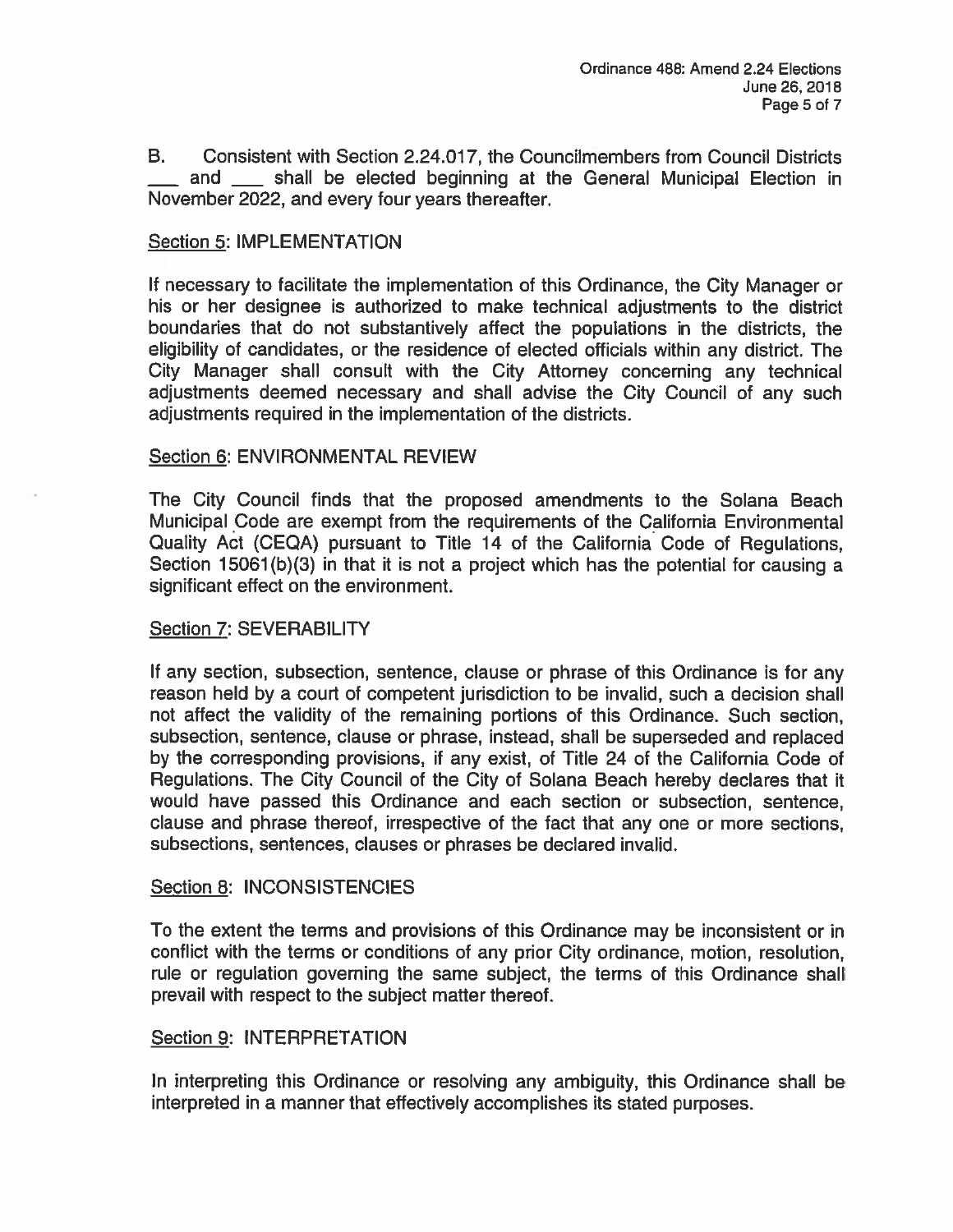B. Consistent with Section 2.24.017, the Councilmembers from Council Districts ___ and ___ shall be elected beginning at the General Municipal Election in November 2022, and every four years thereafter.

Section 5: IMPLEMENTATION

If necessary to facilitate the implementation of this Ordinance, the City Manager or his or her designee is authorized to make technical adjustments to the district boundaries that do not substantively affect the populations in the districts, the eligibility of candidates, or the residence of elected officials within any district. The City Manager shall consult with the City Attorney concerning any technical adjustments deemed necessary and shall advise the City Council of any such adjustments required in the implementation of the districts.

Section 6: ENVIRONMENTAL REVIEW

The City Council finds that the proposed amendments to the Solana Beach Municipal Code are exempt from the requirements of the California Environmental Quality Act (CEQA) pursuant to Title 14 of the California Code of Regulations, Section 15061(b)(3) in that it is not a project which has the potential for causing a significant effect on the environment.

Section 7: SEVERABILITY

If any section, subsection, sentence, clause or phrase of this Ordinance is for any reason held by a court of competent jurisdiction to be invalid, such a decision shall not affect the validity of the remaining portions of this Ordinance. Such section, subsection, sentence, clause or phrase, instead, shall be superseded and replaced by the corresponding provisions, if any exist, of Title 24 of the California Code of Regulations. The City Council of the City of Solana Beach hereby declares that it would have passed this Ordinance and each section or subsection, sentence, clause and phrase thereof, irrespective of the fact that any one or more sections, subsections, sentences, clauses or phrases be declared invalid.

Section 8: INCONSISTENCIES

To the extent the terms and provisions of this Ordinance may be inconsistent or in conflict with the terms or conditions of any prior City ordinance, motion, resolution, rule or regulation governing the same subject, the terms of this Ordinance shall prevail with respect to the subject matter thereof.

Section 9: INTERPRETATION

In interpreting this Ordinance or resolving any ambiguity, this Ordinance shall be interpreted in a manner that effectively accomplishes its stated purposes.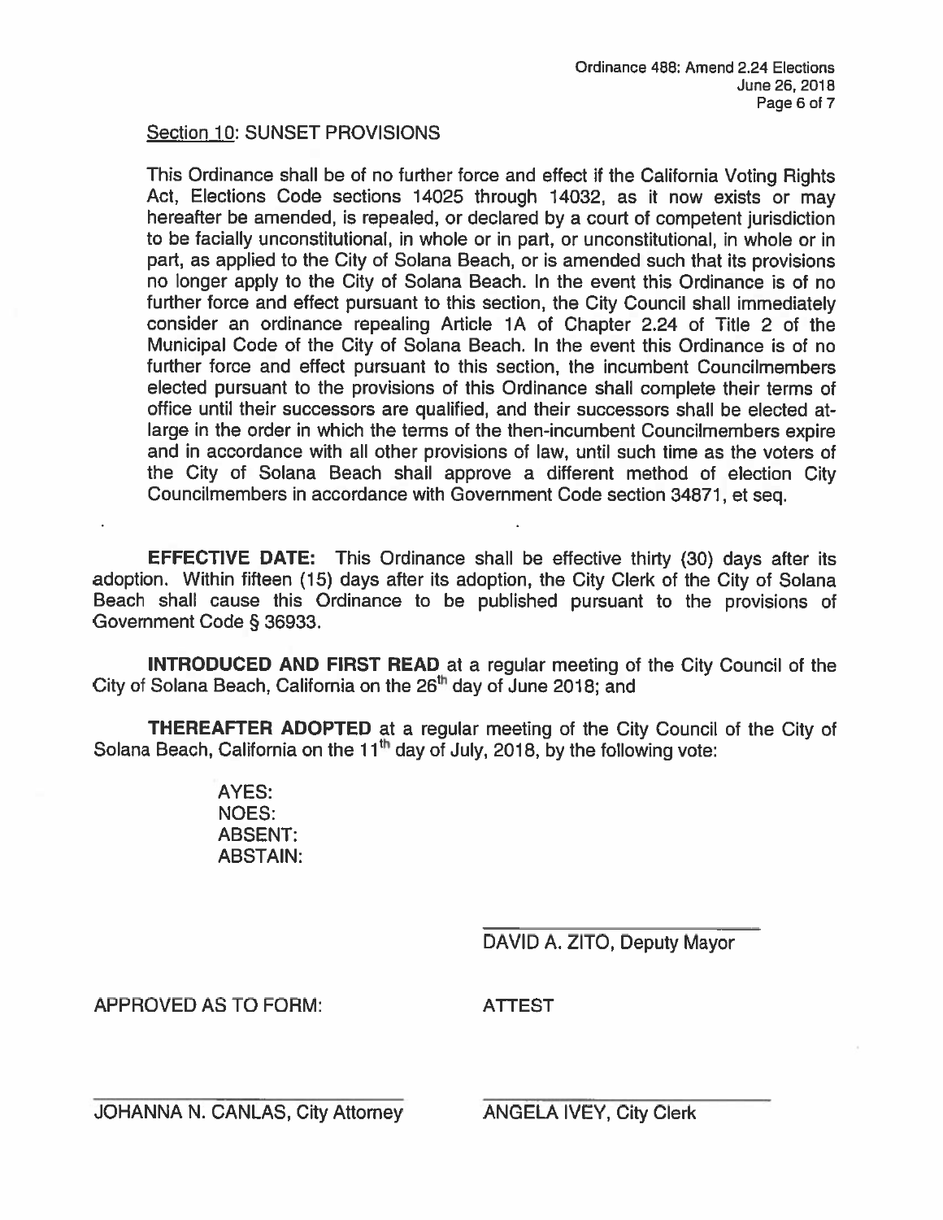Section 10: SUNSET PROVISIONS

This Ordinance shall be of no further force and effect if the California Voting Rights Act, Elections Code sections 14025 through 14032, as it now exists or may hereafter be amended, is repealed, or declared by a court of competent jurisdiction to be facially unconstitutional, in whole or in part, or unconstitutional, in whole or in part, as applied to the City of Solana Beach, or is amended such that its provisions no longer apply to the City of Solana Beach. In the event this Ordinance is of no further force and effect pursuant to this section, the City Council shall immediately consider an ordinance repealing Article 1A of Chapter 2.24 of Title 2 of the Municipal Code of the City of Solana Beach. In the event this Ordinance is of no further force and effect pursuant to this section, the incumbent Councilmembers elected pursuant to the provisions of this Ordinance shall complete their terms of office until their successors are qualified, and their successors shall be elected at-large in the order in which the terms of the then-incumbent Councilmembers expire and in accordance with all other provisions of law, until such time as the voters of the City of Solana Beach shall approve a different method of election City Councilmembers in accordance with Government Code section 34871, et seq.

**EFFECTIVE DATE:** This Ordinance shall be effective thirty (30) days after its adoption. Within fifteen (15) days after its adoption, the City Clerk of the City of Solana Beach shall cause this Ordinance to be published pursuant to the provisions of Government Code § 36933.

**INTRODUCED AND FIRST READ** at a regular meeting of the City Council of the City of Solana Beach, California on the 26th day of June 2018; and

**THEREAFTER ADOPTED** at a regular meeting of the City Council of the City of Solana Beach, California on the 11th day of July, 2018, by the following vote:

AYES:
NOES:
ABSENT:
ABSTAIN:

DAVID A. ZITO, Deputy Mayor

APPROVED AS TO FORM:

ATTEST

JOHANNA N. CANLAS, City Attorney

ANGELA IVEY, City Clerk